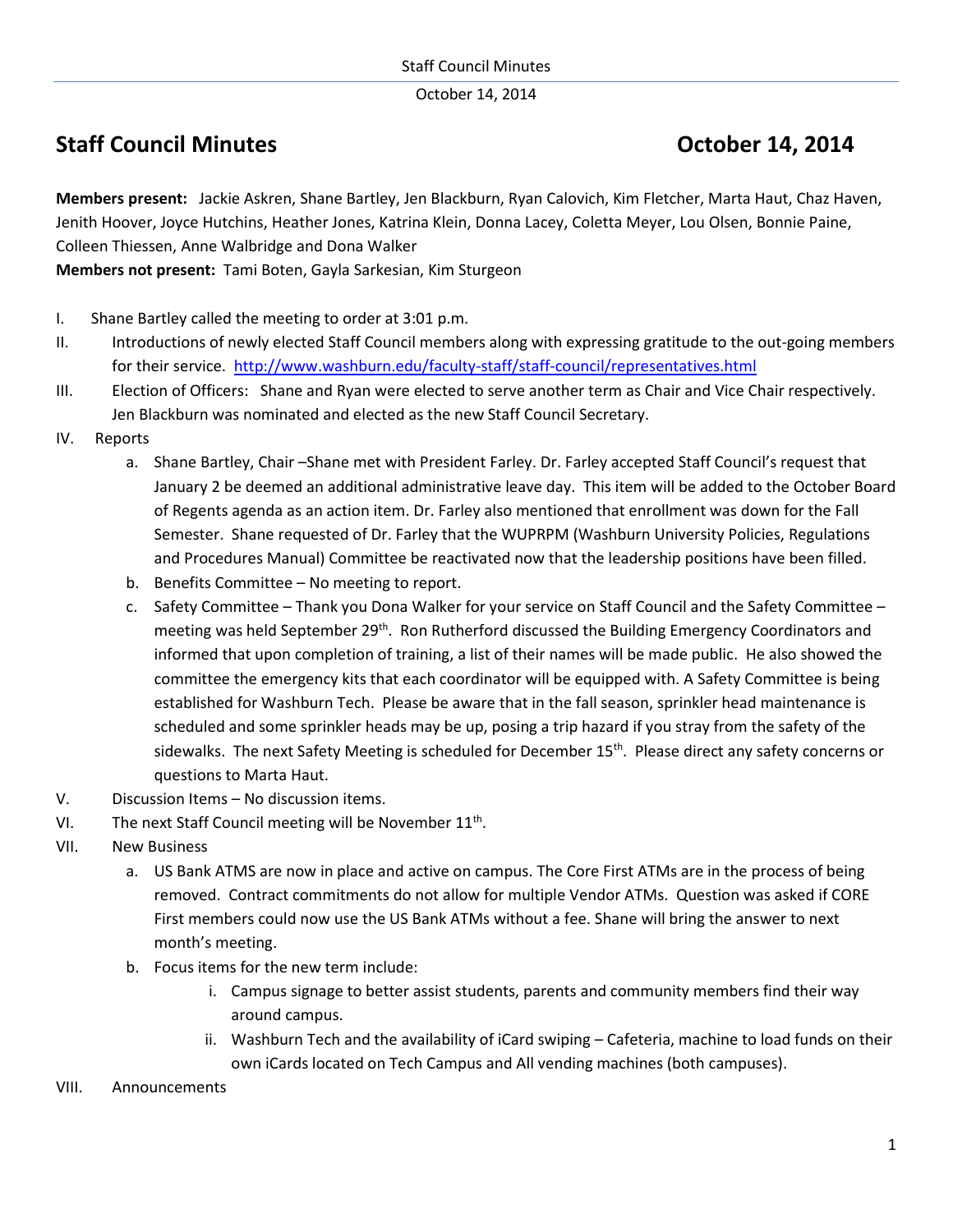# Staff Council Minutes October 14, 2014

**Members present:** Jackie Askren, Shane Bartley, Jen Blackburn, Ryan Calovich, Kim Fletcher, Marta Haut, Chaz Haven, Jenith Hoover, Joyce Hutchins, Heather Jones, Katrina Klein, Donna Lacey, Coletta Meyer, Lou Olsen, Bonnie Paine, Colleen Thiessen, Anne Walbridge and Dona Walker
**Members not present:** Tami Boten, Gayla Sarkesian, Kim Sturgeon

I. Shane Bartley called the meeting to order at 3:01 p.m.

II. Introductions of newly elected Staff Council members along with expressing gratitude to the out-going members for their service. http://www.washburn.edu/faculty-staff/staff-council/representatives.html

III. Election of Officers: Shane and Ryan were elected to serve another term as Chair and Vice Chair respectively. Jen Blackburn was nominated and elected as the new Staff Council Secretary.

IV. Reports

   a. Shane Bartley, Chair –Shane met with President Farley. Dr. Farley accepted Staff Council's request that January 2 be deemed an additional administrative leave day. This item will be added to the October Board of Regents agenda as an action item. Dr. Farley also mentioned that enrollment was down for the Fall Semester. Shane requested of Dr. Farley that the WUPRPM (Washburn University Policies, Regulations and Procedures Manual) Committee be reactivated now that the leadership positions have been filled.

   b. Benefits Committee – No meeting to report.

   c. Safety Committee – Thank you Dona Walker for your service on Staff Council and the Safety Committee – meeting was held September 29th. Ron Rutherford discussed the Building Emergency Coordinators and informed that upon completion of training, a list of their names will be made public. He also showed the committee the emergency kits that each coordinator will be equipped with. A Safety Committee is being established for Washburn Tech. Please be aware that in the fall season, sprinkler head maintenance is scheduled and some sprinkler heads may be up, posing a trip hazard if you stray from the safety of the sidewalks. The next Safety Meeting is scheduled for December 15th. Please direct any safety concerns or questions to Marta Haut.

V. Discussion Items – No discussion items.

VI. The next Staff Council meeting will be November 11th.

VII. New Business

   a. US Bank ATMS are now in place and active on campus. The Core First ATMs are in the process of being removed. Contract commitments do not allow for multiple Vendor ATMs. Question was asked if CORE First members could now use the US Bank ATMs without a fee. Shane will bring the answer to next month's meeting.

   b. Focus items for the new term include:

      i. Campus signage to better assist students, parents and community members find their way around campus.

      ii. Washburn Tech and the availability of iCard swiping – Cafeteria, machine to load funds on their own iCards located on Tech Campus and All vending machines (both campuses).

VIII. Announcements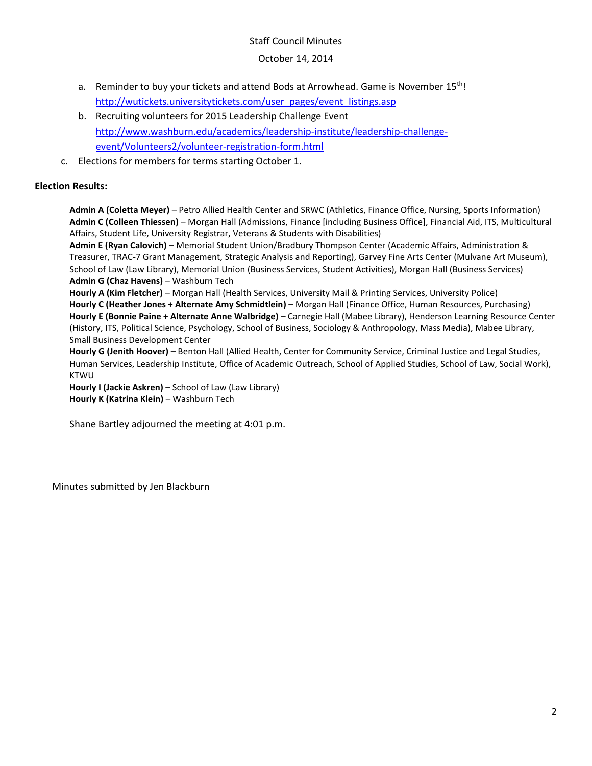a. Reminder to buy your tickets and attend Bods at Arrowhead. Game is November 15th!
   http://wutickets.universitytickets.com/user_pages/event_listings.asp
b. Recruiting volunteers for 2015 Leadership Challenge Event
   http://www.washburn.edu/academics/leadership-institute/leadership-challenge-event/Volunteers2/volunteer-registration-form.html

c. Elections for members for terms starting October 1.

**Election Results:**

**Admin A (Coletta Meyer)** – Petro Allied Health Center and SRWC (Athletics, Finance Office, Nursing, Sports Information)
**Admin C (Colleen Thiessen)** – Morgan Hall (Admissions, Finance [including Business Office], Financial Aid, ITS, Multicultural Affairs, Student Life, University Registrar, Veterans & Students with Disabilities)
**Admin E (Ryan Calovich)** – Memorial Student Union/Bradbury Thompson Center (Academic Affairs, Administration & Treasurer, TRAC-7 Grant Management, Strategic Analysis and Reporting), Garvey Fine Arts Center (Mulvane Art Museum), School of Law (Law Library), Memorial Union (Business Services, Student Activities), Morgan Hall (Business Services)
**Admin G (Chaz Havens)** – Washburn Tech
**Hourly A (Kim Fletcher)** – Morgan Hall (Health Services, University Mail & Printing Services, University Police)
**Hourly C (Heather Jones + Alternate Amy Schmidtlein)** – Morgan Hall (Finance Office, Human Resources, Purchasing)
**Hourly E (Bonnie Paine + Alternate Anne Walbridge)** – Carnegie Hall (Mabee Library), Henderson Learning Resource Center (History, ITS, Political Science, Psychology, School of Business, Sociology & Anthropology, Mass Media), Mabee Library, Small Business Development Center
**Hourly G (Jenith Hoover)** – Benton Hall (Allied Health, Center for Community Service, Criminal Justice and Legal Studies, Human Services, Leadership Institute, Office of Academic Outreach, School of Applied Studies, School of Law, Social Work), KTWU
**Hourly I (Jackie Askren)** – School of Law (Law Library)
**Hourly K (Katrina Klein)** – Washburn Tech

Shane Bartley adjourned the meeting at 4:01 p.m.

Minutes submitted by Jen Blackburn